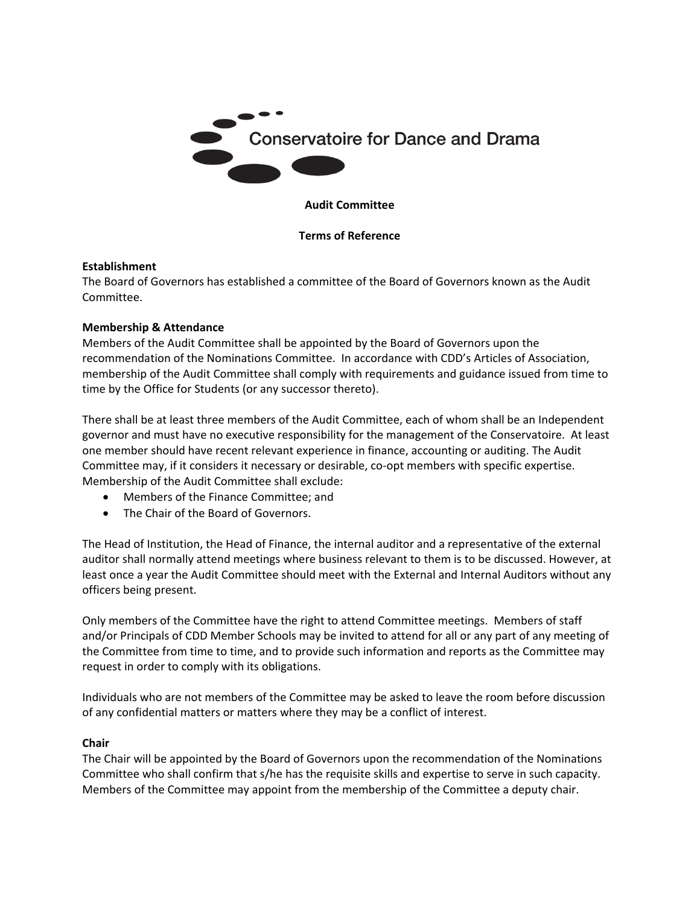Conservatoire for Dance and Drama

**Audit Committee**

**Terms of Reference**

**Establishment**

The Board of Governors has established a committee of the Board of Governors known as the Audit Committee.

**Membership & Attendance**

Members of the Audit Committee shall be appointed by the Board of Governors upon the recommendation of the Nominations Committee. In accordance with CDD's Articles of Association, membership of the Audit Committee shall comply with requirements and guidance issued from time to time by the Office for Students (or any successor thereto).

There shall be at least three members of the Audit Committee, each of whom shall be an Independent governor and must have no executive responsibility for the management of the Conservatoire. At least one member should have recent relevant experience in finance, accounting or auditing. The Audit Committee may, if it considers it necessary or desirable, co-opt members with specific expertise. Membership of the Audit Committee shall exclude:

- Members of the Finance Committee; and
- The Chair of the Board of Governors.

The Head of Institution, the Head of Finance, the internal auditor and a representative of the external auditor shall normally attend meetings where business relevant to them is to be discussed. However, at least once a year the Audit Committee should meet with the External and Internal Auditors without any officers being present.

Only members of the Committee have the right to attend Committee meetings. Members of staff and/or Principals of CDD Member Schools may be invited to attend for all or any part of any meeting of the Committee from time to time, and to provide such information and reports as the Committee may request in order to comply with its obligations.

Individuals who are not members of the Committee may be asked to leave the room before discussion of any confidential matters or matters where they may be a conflict of interest.

**Chair**

The Chair will be appointed by the Board of Governors upon the recommendation of the Nominations Committee who shall confirm that s/he has the requisite skills and expertise to serve in such capacity. Members of the Committee may appoint from the membership of the Committee a deputy chair.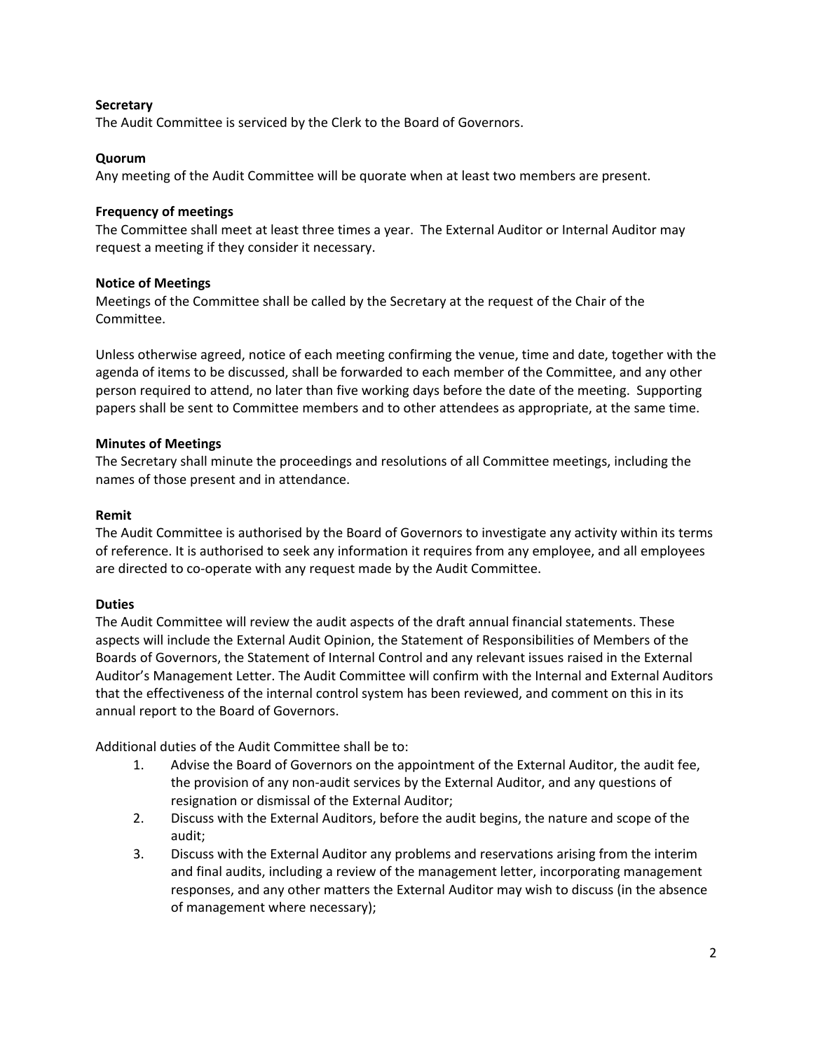**Secretary**

The Audit Committee is serviced by the Clerk to the Board of Governors.

**Quorum**

Any meeting of the Audit Committee will be quorate when at least two members are present.

**Frequency of meetings**

The Committee shall meet at least three times a year. The External Auditor or Internal Auditor may request a meeting if they consider it necessary.

**Notice of Meetings**

Meetings of the Committee shall be called by the Secretary at the request of the Chair of the Committee.

Unless otherwise agreed, notice of each meeting confirming the venue, time and date, together with the agenda of items to be discussed, shall be forwarded to each member of the Committee, and any other person required to attend, no later than five working days before the date of the meeting. Supporting papers shall be sent to Committee members and to other attendees as appropriate, at the same time.

**Minutes of Meetings**

The Secretary shall minute the proceedings and resolutions of all Committee meetings, including the names of those present and in attendance.

**Remit**

The Audit Committee is authorised by the Board of Governors to investigate any activity within its terms of reference. It is authorised to seek any information it requires from any employee, and all employees are directed to co-operate with any request made by the Audit Committee.

**Duties**

The Audit Committee will review the audit aspects of the draft annual financial statements. These aspects will include the External Audit Opinion, the Statement of Responsibilities of Members of the Boards of Governors, the Statement of Internal Control and any relevant issues raised in the External Auditor's Management Letter. The Audit Committee will confirm with the Internal and External Auditors that the effectiveness of the internal control system has been reviewed, and comment on this in its annual report to the Board of Governors.

Additional duties of the Audit Committee shall be to:

1. Advise the Board of Governors on the appointment of the External Auditor, the audit fee, the provision of any non-audit services by the External Auditor, and any questions of resignation or dismissal of the External Auditor;
2. Discuss with the External Auditors, before the audit begins, the nature and scope of the audit;
3. Discuss with the External Auditor any problems and reservations arising from the interim and final audits, including a review of the management letter, incorporating management responses, and any other matters the External Auditor may wish to discuss (in the absence of management where necessary);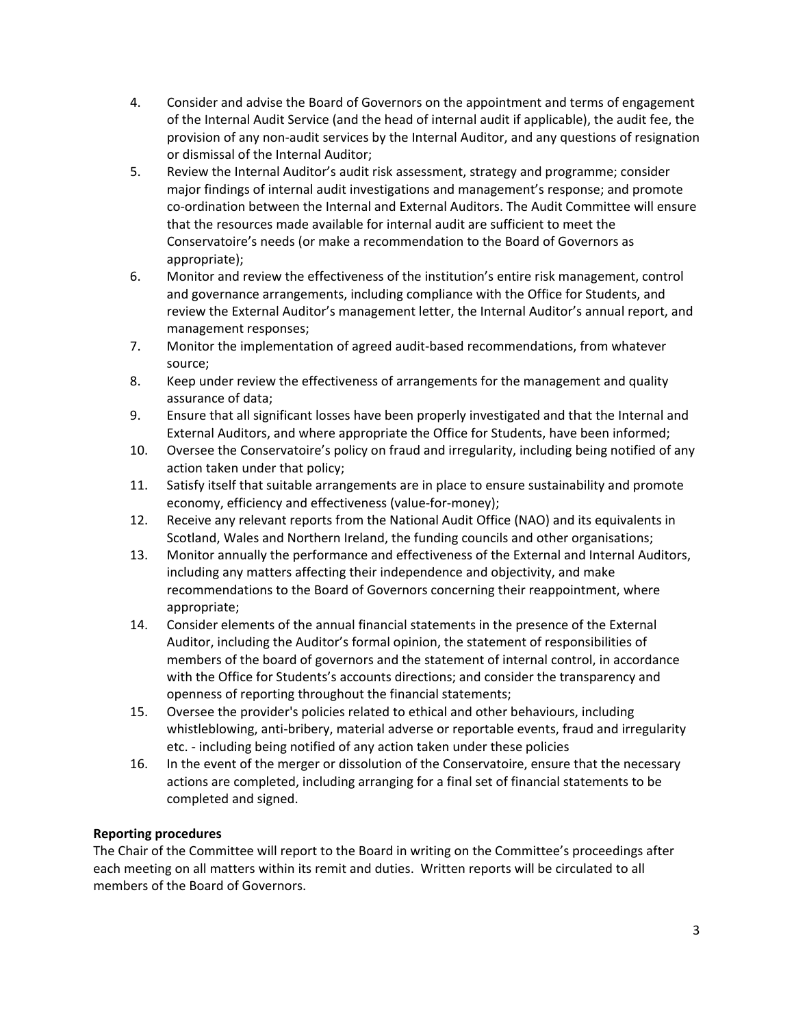4. Consider and advise the Board of Governors on the appointment and terms of engagement of the Internal Audit Service (and the head of internal audit if applicable), the audit fee, the provision of any non-audit services by the Internal Auditor, and any questions of resignation or dismissal of the Internal Auditor;
5. Review the Internal Auditor's audit risk assessment, strategy and programme; consider major findings of internal audit investigations and management's response; and promote co-ordination between the Internal and External Auditors. The Audit Committee will ensure that the resources made available for internal audit are sufficient to meet the Conservatoire's needs (or make a recommendation to the Board of Governors as appropriate);
6. Monitor and review the effectiveness of the institution's entire risk management, control and governance arrangements, including compliance with the Office for Students, and review the External Auditor's management letter, the Internal Auditor's annual report, and management responses;
7. Monitor the implementation of agreed audit-based recommendations, from whatever source;
8. Keep under review the effectiveness of arrangements for the management and quality assurance of data;
9. Ensure that all significant losses have been properly investigated and that the Internal and External Auditors, and where appropriate the Office for Students, have been informed;
10. Oversee the Conservatoire's policy on fraud and irregularity, including being notified of any action taken under that policy;
11. Satisfy itself that suitable arrangements are in place to ensure sustainability and promote economy, efficiency and effectiveness (value-for-money);
12. Receive any relevant reports from the National Audit Office (NAO) and its equivalents in Scotland, Wales and Northern Ireland, the funding councils and other organisations;
13. Monitor annually the performance and effectiveness of the External and Internal Auditors, including any matters affecting their independence and objectivity, and make recommendations to the Board of Governors concerning their reappointment, where appropriate;
14. Consider elements of the annual financial statements in the presence of the External Auditor, including the Auditor's formal opinion, the statement of responsibilities of members of the board of governors and the statement of internal control, in accordance with the Office for Students's accounts directions; and consider the transparency and openness of reporting throughout the financial statements;
15. Oversee the provider's policies related to ethical and other behaviours, including whistleblowing, anti-bribery, material adverse or reportable events, fraud and irregularity etc. - including being notified of any action taken under these policies
16. In the event of the merger or dissolution of the Conservatoire, ensure that the necessary actions are completed, including arranging for a final set of financial statements to be completed and signed.

**Reporting procedures**

The Chair of the Committee will report to the Board in writing on the Committee's proceedings after each meeting on all matters within its remit and duties. Written reports will be circulated to all members of the Board of Governors.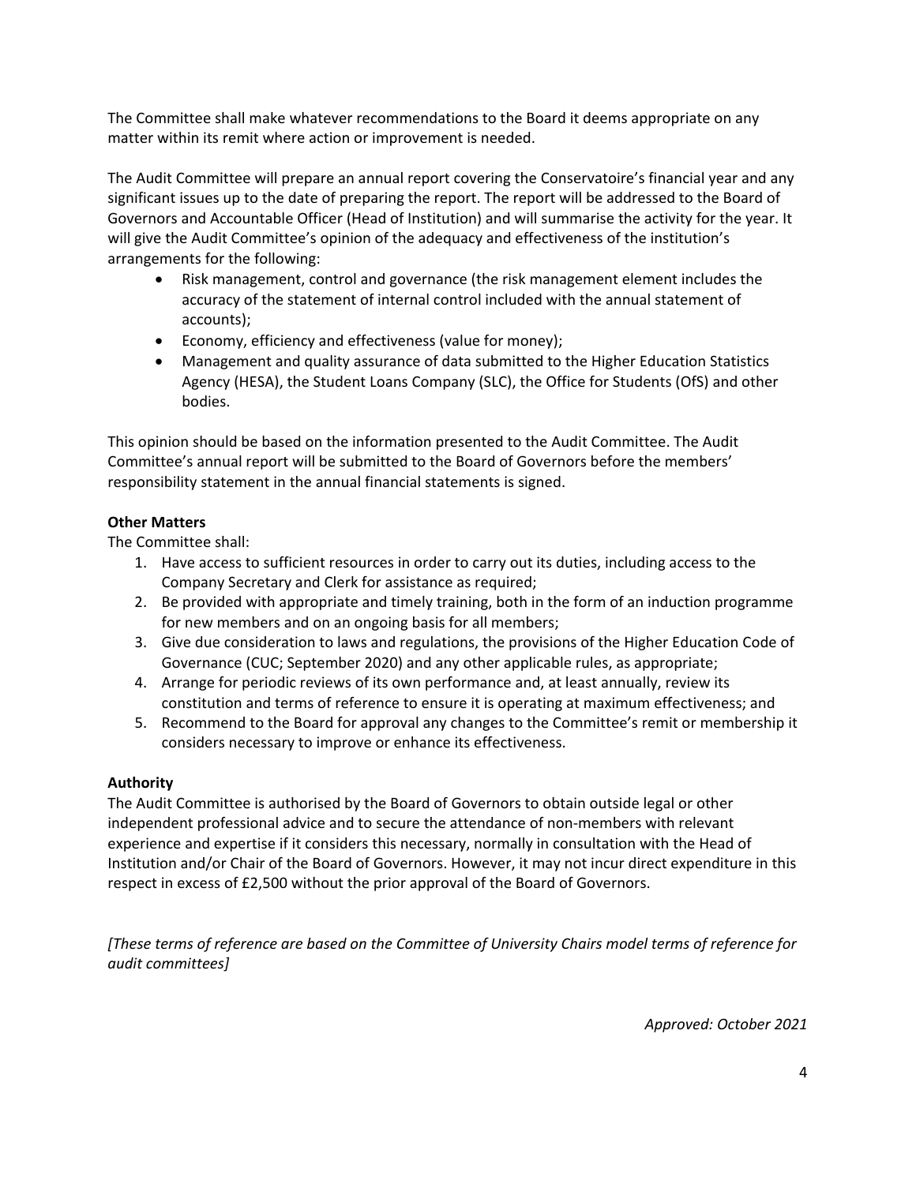The Committee shall make whatever recommendations to the Board it deems appropriate on any matter within its remit where action or improvement is needed.

The Audit Committee will prepare an annual report covering the Conservatoire's financial year and any significant issues up to the date of preparing the report. The report will be addressed to the Board of Governors and Accountable Officer (Head of Institution) and will summarise the activity for the year. It will give the Audit Committee's opinion of the adequacy and effectiveness of the institution's arrangements for the following:

- Risk management, control and governance (the risk management element includes the accuracy of the statement of internal control included with the annual statement of accounts);
- Economy, efficiency and effectiveness (value for money);
- Management and quality assurance of data submitted to the Higher Education Statistics Agency (HESA), the Student Loans Company (SLC), the Office for Students (OfS) and other bodies.

This opinion should be based on the information presented to the Audit Committee. The Audit Committee's annual report will be submitted to the Board of Governors before the members' responsibility statement in the annual financial statements is signed.

**Other Matters**

The Committee shall:

1. Have access to sufficient resources in order to carry out its duties, including access to the Company Secretary and Clerk for assistance as required;
2. Be provided with appropriate and timely training, both in the form of an induction programme for new members and on an ongoing basis for all members;
3. Give due consideration to laws and regulations, the provisions of the Higher Education Code of Governance (CUC; September 2020) and any other applicable rules, as appropriate;
4. Arrange for periodic reviews of its own performance and, at least annually, review its constitution and terms of reference to ensure it is operating at maximum effectiveness; and
5. Recommend to the Board for approval any changes to the Committee's remit or membership it considers necessary to improve or enhance its effectiveness.

**Authority**

The Audit Committee is authorised by the Board of Governors to obtain outside legal or other independent professional advice and to secure the attendance of non-members with relevant experience and expertise if it considers this necessary, normally in consultation with the Head of Institution and/or Chair of the Board of Governors. However, it may not incur direct expenditure in this respect in excess of £2,500 without the prior approval of the Board of Governors.

*[These terms of reference are based on the Committee of University Chairs model terms of reference for audit committees]*

*Approved: October 2021*